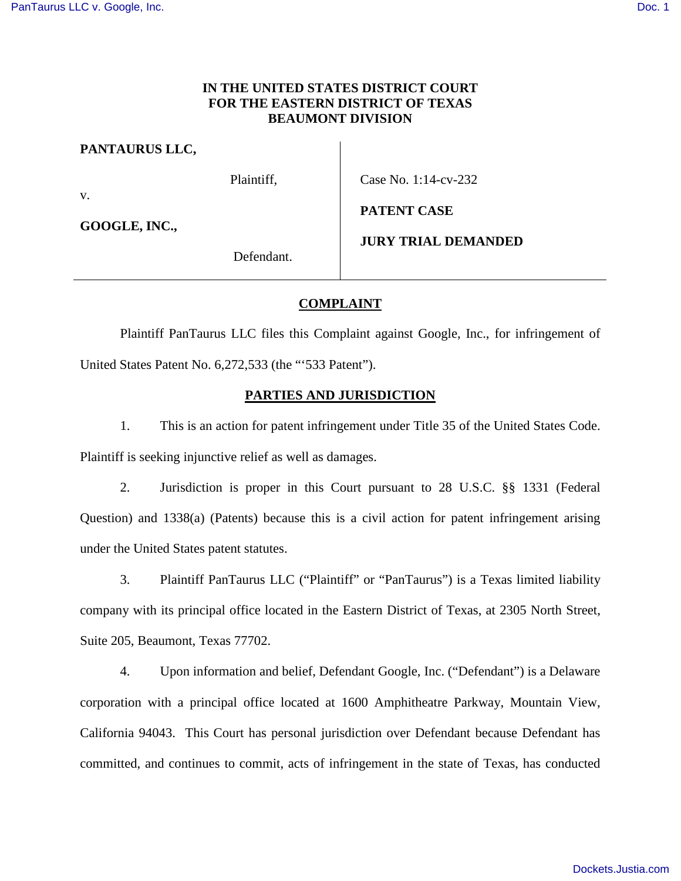**IN THE UNITED STATES DISTRICT COURT**
**FOR THE EASTERN DISTRICT OF TEXAS**
**BEAUMONT DIVISION**

| | |
|---|---|
| **PANTAURUS LLC,** | |
| Plaintiff, | Case No. 1:14-cv-232 |
| v. | **PATENT CASE** |
| **GOOGLE, INC.,** | **JURY TRIAL DEMANDED** |
| Defendant. | |

## COMPLAINT

Plaintiff PanTaurus LLC files this Complaint against Google, Inc., for infringement of United States Patent No. 6,272,533 (the "'533 Patent").

## PARTIES AND JURISDICTION

1. This is an action for patent infringement under Title 35 of the United States Code. Plaintiff is seeking injunctive relief as well as damages.

2. Jurisdiction is proper in this Court pursuant to 28 U.S.C. §§ 1331 (Federal Question) and 1338(a) (Patents) because this is a civil action for patent infringement arising under the United States patent statutes.

3. Plaintiff PanTaurus LLC ("Plaintiff" or "PanTaurus") is a Texas limited liability company with its principal office located in the Eastern District of Texas, at 2305 North Street, Suite 205, Beaumont, Texas 77702.

4. Upon information and belief, Defendant Google, Inc. ("Defendant") is a Delaware corporation with a principal office located at 1600 Amphitheatre Parkway, Mountain View, California 94043. This Court has personal jurisdiction over Defendant because Defendant has committed, and continues to commit, acts of infringement in the state of Texas, has conducted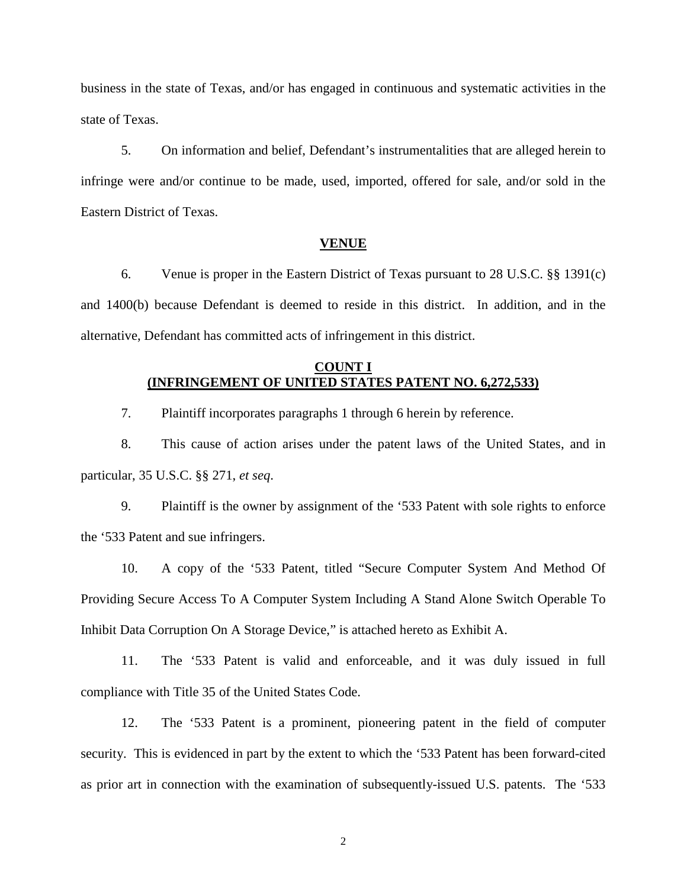business in the state of Texas, and/or has engaged in continuous and systematic activities in the state of Texas.

5. On information and belief, Defendant's instrumentalities that are alleged herein to infringe were and/or continue to be made, used, imported, offered for sale, and/or sold in the Eastern District of Texas.

**VENUE**

6. Venue is proper in the Eastern District of Texas pursuant to 28 U.S.C. §§ 1391(c) and 1400(b) because Defendant is deemed to reside in this district. In addition, and in the alternative, Defendant has committed acts of infringement in this district.

**COUNT I**
**(INFRINGEMENT OF UNITED STATES PATENT NO. 6,272,533)**

7. Plaintiff incorporates paragraphs 1 through 6 herein by reference.

8. This cause of action arises under the patent laws of the United States, and in particular, 35 U.S.C. §§ 271, *et seq*.

9. Plaintiff is the owner by assignment of the '533 Patent with sole rights to enforce the '533 Patent and sue infringers.

10. A copy of the '533 Patent, titled "Secure Computer System And Method Of Providing Secure Access To A Computer System Including A Stand Alone Switch Operable To Inhibit Data Corruption On A Storage Device," is attached hereto as Exhibit A.

11. The '533 Patent is valid and enforceable, and it was duly issued in full compliance with Title 35 of the United States Code.

12. The '533 Patent is a prominent, pioneering patent in the field of computer security. This is evidenced in part by the extent to which the '533 Patent has been forward-cited as prior art in connection with the examination of subsequently-issued U.S. patents. The '533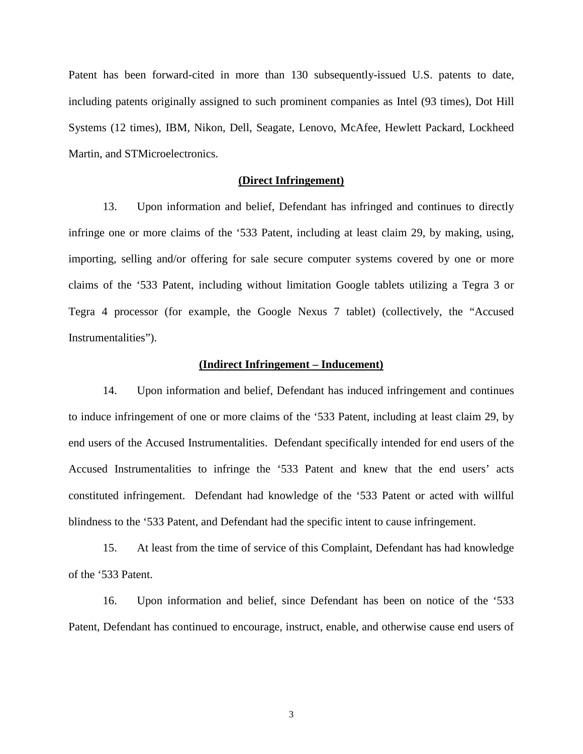Patent has been forward-cited in more than 130 subsequently-issued U.S. patents to date, including patents originally assigned to such prominent companies as Intel (93 times), Dot Hill Systems (12 times), IBM, Nikon, Dell, Seagate, Lenovo, McAfee, Hewlett Packard, Lockheed Martin, and STMicroelectronics.

**(Direct Infringement)**

13. Upon information and belief, Defendant has infringed and continues to directly infringe one or more claims of the '533 Patent, including at least claim 29, by making, using, importing, selling and/or offering for sale secure computer systems covered by one or more claims of the '533 Patent, including without limitation Google tablets utilizing a Tegra 3 or Tegra 4 processor (for example, the Google Nexus 7 tablet) (collectively, the "Accused Instrumentalities").

**(Indirect Infringement – Inducement)**

14. Upon information and belief, Defendant has induced infringement and continues to induce infringement of one or more claims of the '533 Patent, including at least claim 29, by end users of the Accused Instrumentalities. Defendant specifically intended for end users of the Accused Instrumentalities to infringe the '533 Patent and knew that the end users' acts constituted infringement. Defendant had knowledge of the '533 Patent or acted with willful blindness to the '533 Patent, and Defendant had the specific intent to cause infringement.

15. At least from the time of service of this Complaint, Defendant has had knowledge of the '533 Patent.

16. Upon information and belief, since Defendant has been on notice of the '533 Patent, Defendant has continued to encourage, instruct, enable, and otherwise cause end users of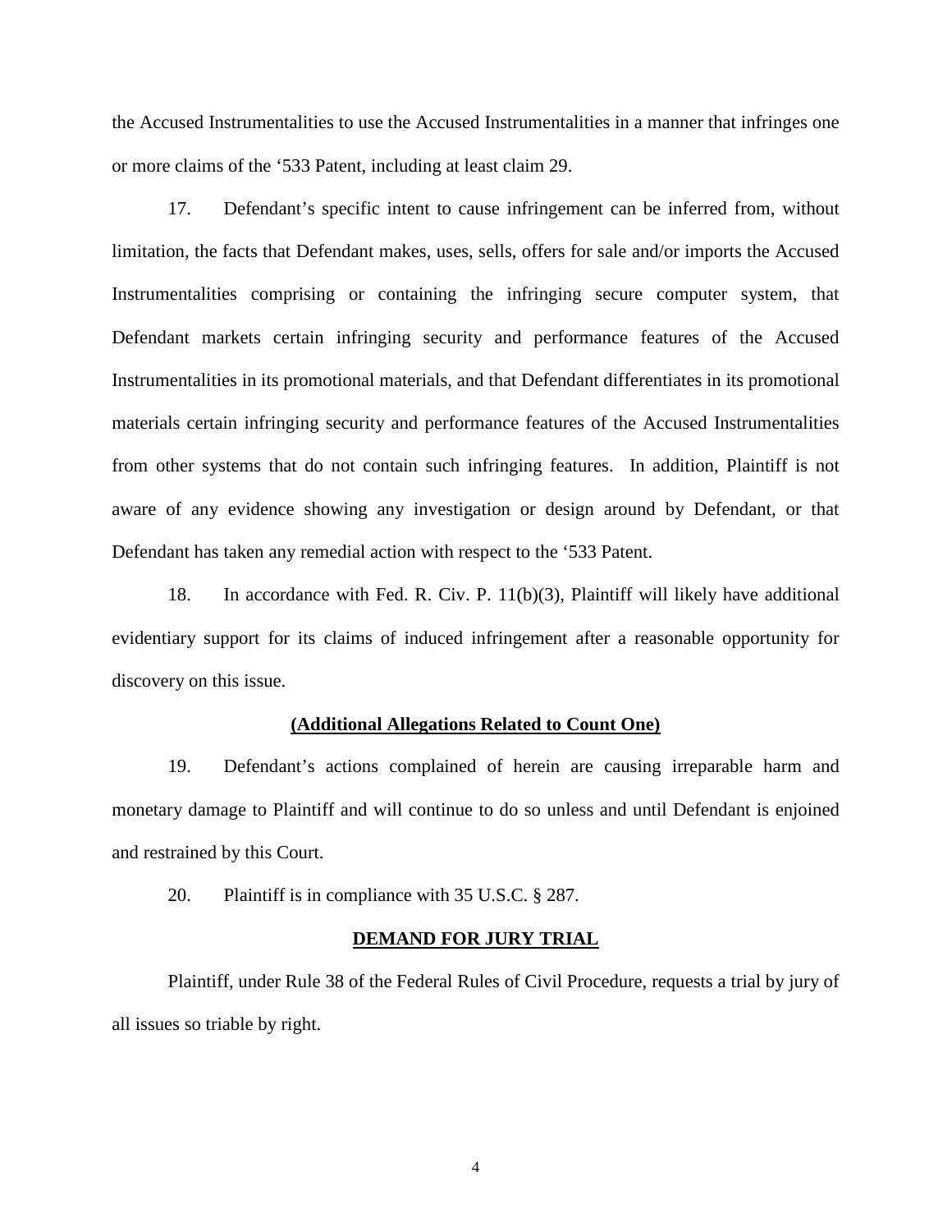the Accused Instrumentalities to use the Accused Instrumentalities in a manner that infringes one or more claims of the '533 Patent, including at least claim 29.

17. Defendant's specific intent to cause infringement can be inferred from, without limitation, the facts that Defendant makes, uses, sells, offers for sale and/or imports the Accused Instrumentalities comprising or containing the infringing secure computer system, that Defendant markets certain infringing security and performance features of the Accused Instrumentalities in its promotional materials, and that Defendant differentiates in its promotional materials certain infringing security and performance features of the Accused Instrumentalities from other systems that do not contain such infringing features. In addition, Plaintiff is not aware of any evidence showing any investigation or design around by Defendant, or that Defendant has taken any remedial action with respect to the '533 Patent.

18. In accordance with Fed. R. Civ. P. 11(b)(3), Plaintiff will likely have additional evidentiary support for its claims of induced infringement after a reasonable opportunity for discovery on this issue.

**(Additional Allegations Related to Count One)**

19. Defendant's actions complained of herein are causing irreparable harm and monetary damage to Plaintiff and will continue to do so unless and until Defendant is enjoined and restrained by this Court.

20. Plaintiff is in compliance with 35 U.S.C. § 287.

**DEMAND FOR JURY TRIAL**

Plaintiff, under Rule 38 of the Federal Rules of Civil Procedure, requests a trial by jury of all issues so triable by right.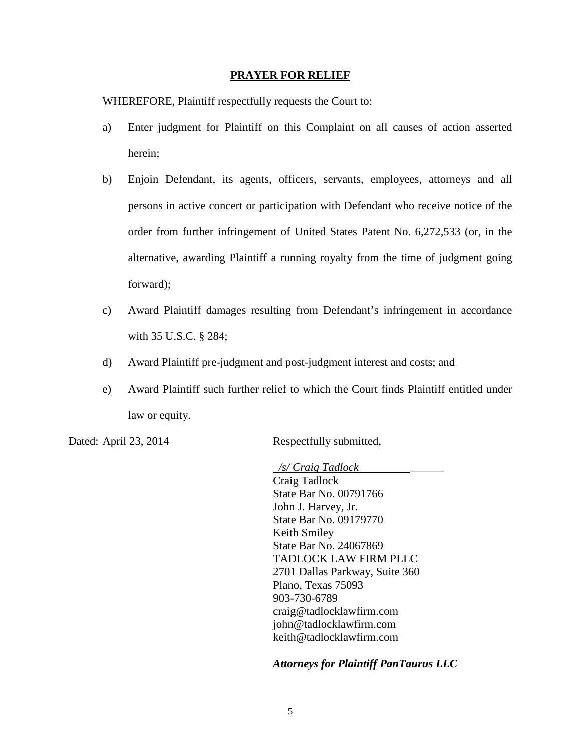**PRAYER FOR RELIEF**

WHEREFORE, Plaintiff respectfully requests the Court to:

a) Enter judgment for Plaintiff on this Complaint on all causes of action asserted herein;

b) Enjoin Defendant, its agents, officers, servants, employees, attorneys and all persons in active concert or participation with Defendant who receive notice of the order from further infringement of United States Patent No. 6,272,533 (or, in the alternative, awarding Plaintiff a running royalty from the time of judgment going forward);

c) Award Plaintiff damages resulting from Defendant's infringement in accordance with 35 U.S.C. § 284;

d) Award Plaintiff pre-judgment and post-judgment interest and costs; and

e) Award Plaintiff such further relief to which the Court finds Plaintiff entitled under law or equity.

Dated: April 23, 2014

Respectfully submitted,

*/s/ Craig Tadlock*
Craig Tadlock
State Bar No. 00791766
John J. Harvey, Jr.
State Bar No. 09179770
Keith Smiley
State Bar No. 24067869
TADLOCK LAW FIRM PLLC
2701 Dallas Parkway, Suite 360
Plano, Texas 75093
903-730-6789
craig@tadlocklawfirm.com
john@tadlocklawfirm.com
keith@tadlocklawfirm.com

***Attorneys for Plaintiff PanTaurus LLC***